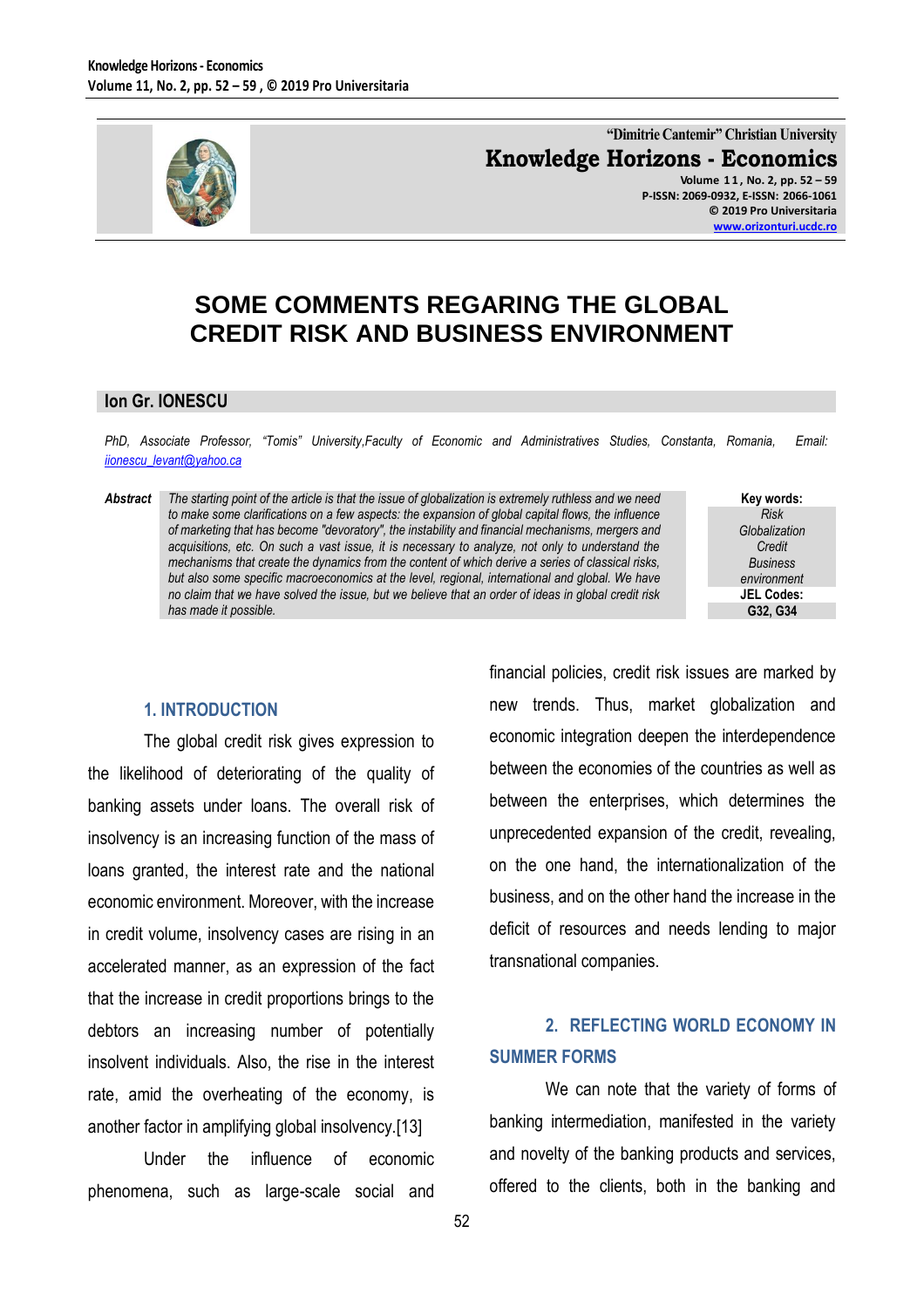"Dimitrie Cantemir" Christian University

**Knowledge Horizons - Economics**

**Volume 11, No. 2, pp. 52 – 59**
**P-ISSN: 2069-0932, E-ISSN: 2066-1061**
**© 2019 Pro Universitaria**
**www.orizonturi.ucdc.ro**

# SOME COMMENTS REGARING THE GLOBAL CREDIT RISK AND BUSINESS ENVIRONMENT

**Ion Gr. IONESCU**

*PhD, Associate Professor, "Tomis" University,Faculty of Economic and Administratives Studies, Constanta, Romania, Email: iionescu_levant@yahoo.ca*

***Abstract*** *The starting point of the article is that the issue of globalization is extremely ruthless and we need to make some clarifications on a few aspects: the expansion of global capital flows, the influence of marketing that has become "devoratory", the instability and financial mechanisms, mergers and acquisitions, etc. On such a vast issue, it is necessary to analyze, not only to understand the mechanisms that create the dynamics from the content of which derive a series of classical risks, but also some specific macroeconomics at the level, regional, international and global. We have no claim that we have solved the issue, but we believe that an order of ideas in global credit risk has made it possible.*

**Key words:**
*Risk*
*Globalization*
*Credit*
*Business environment*

**JEL Codes:**
**G32, G34**

## 1. INTRODUCTION

The global credit risk gives expression to the likelihood of deteriorating of the quality of banking assets under loans. The overall risk of insolvency is an increasing function of the mass of loans granted, the interest rate and the national economic environment. Moreover, with the increase in credit volume, insolvency cases are rising in an accelerated manner, as an expression of the fact that the increase in credit proportions brings to the debtors an increasing number of potentially insolvent individuals. Also, the rise in the interest rate, amid the overheating of the economy, is another factor in amplifying global insolvency.[13]

Under the influence of economic phenomena, such as large-scale social and financial policies, credit risk issues are marked by new trends. Thus, market globalization and economic integration deepen the interdependence between the economies of the countries as well as between the enterprises, which determines the unprecedented expansion of the credit, revealing, on the one hand, the internationalization of the business, and on the other hand the increase in the deficit of resources and needs lending to major transnational companies.

## 2. REFLECTING WORLD ECONOMY IN SUMMER FORMS

We can note that the variety of forms of banking intermediation, manifested in the variety and novelty of the banking products and services, offered to the clients, both in the banking and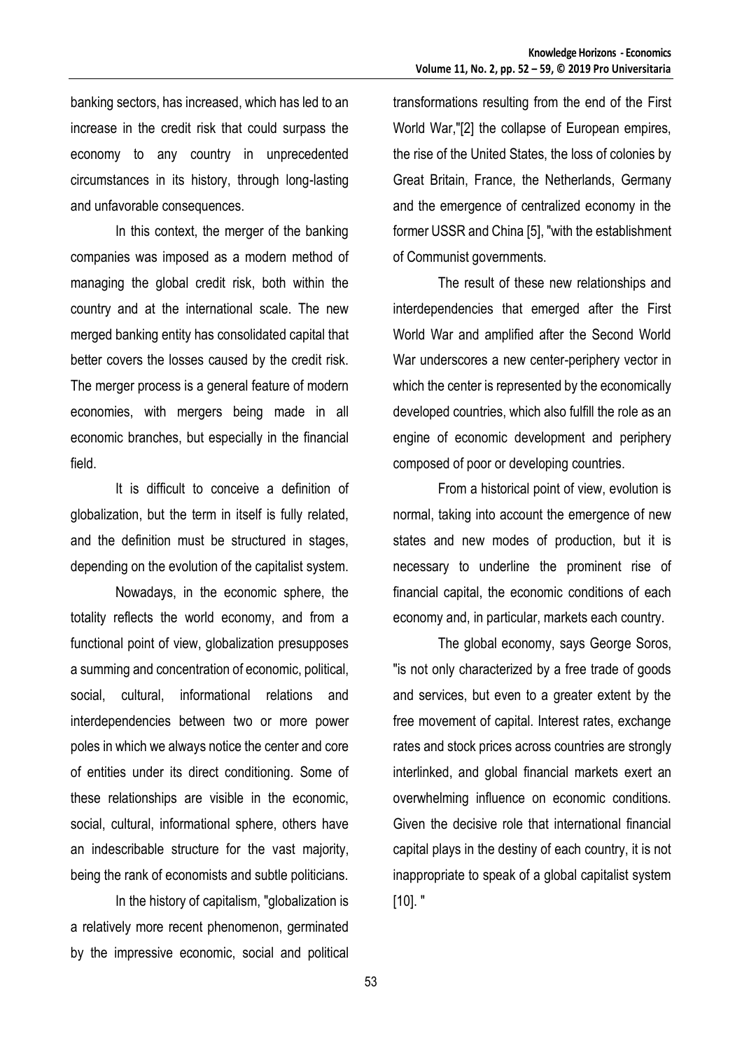banking sectors, has increased, which has led to an increase in the credit risk that could surpass the economy to any country in unprecedented circumstances in its history, through long-lasting and unfavorable consequences.

In this context, the merger of the banking companies was imposed as a modern method of managing the global credit risk, both within the country and at the international scale. The new merged banking entity has consolidated capital that better covers the losses caused by the credit risk. The merger process is a general feature of modern economies, with mergers being made in all economic branches, but especially in the financial field.

It is difficult to conceive a definition of globalization, but the term in itself is fully related, and the definition must be structured in stages, depending on the evolution of the capitalist system.

Nowadays, in the economic sphere, the totality reflects the world economy, and from a functional point of view, globalization presupposes a summing and concentration of economic, political, social, cultural, informational relations and interdependencies between two or more power poles in which we always notice the center and core of entities under its direct conditioning. Some of these relationships are visible in the economic, social, cultural, informational sphere, others have an indescribable structure for the vast majority, being the rank of economists and subtle politicians.

In the history of capitalism, "globalization is a relatively more recent phenomenon, germinated by the impressive economic, social and political transformations resulting from the end of the First World War,"[2] the collapse of European empires, the rise of the United States, the loss of colonies by Great Britain, France, the Netherlands, Germany and the emergence of centralized economy in the former USSR and China [5], "with the establishment of Communist governments.

The result of these new relationships and interdependencies that emerged after the First World War and amplified after the Second World War underscores a new center-periphery vector in which the center is represented by the economically developed countries, which also fulfill the role as an engine of economic development and periphery composed of poor or developing countries.

From a historical point of view, evolution is normal, taking into account the emergence of new states and new modes of production, but it is necessary to underline the prominent rise of financial capital, the economic conditions of each economy and, in particular, markets each country.

The global economy, says George Soros, "is not only characterized by a free trade of goods and services, but even to a greater extent by the free movement of capital. Interest rates, exchange rates and stock prices across countries are strongly interlinked, and global financial markets exert an overwhelming influence on economic conditions. Given the decisive role that international financial capital plays in the destiny of each country, it is not inappropriate to speak of a global capitalist system [10]. "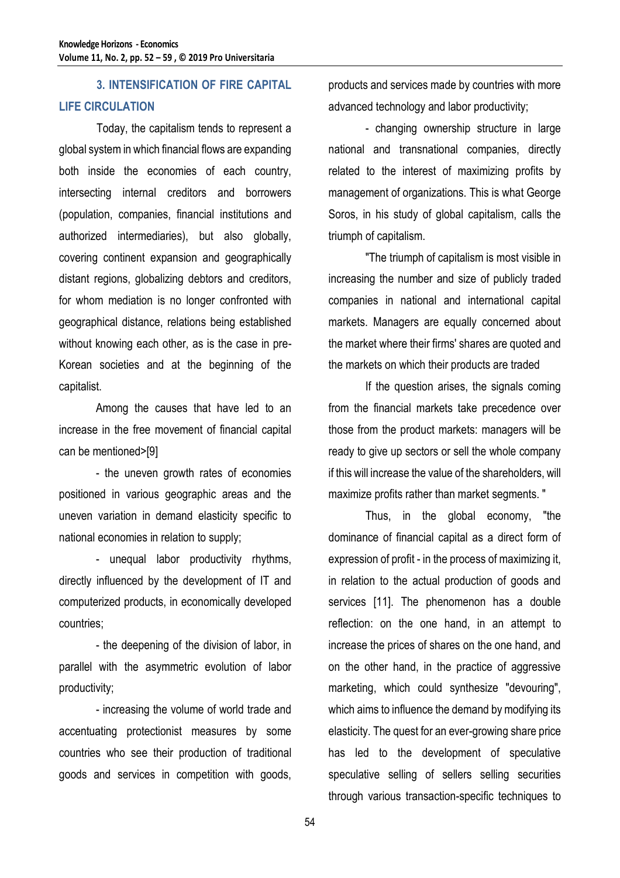## 3. INTENSIFICATION OF FIRE CAPITAL LIFE CIRCULATION

Today, the capitalism tends to represent a global system in which financial flows are expanding both inside the economies of each country, intersecting internal creditors and borrowers (population, companies, financial institutions and authorized intermediaries), but also globally, covering continent expansion and geographically distant regions, globalizing debtors and creditors, for whom mediation is no longer confronted with geographical distance, relations being established without knowing each other, as is the case in pre-Korean societies and at the beginning of the capitalist.

Among the causes that have led to an increase in the free movement of financial capital can be mentioned>[9]

- the uneven growth rates of economies positioned in various geographic areas and the uneven variation in demand elasticity specific to national economies in relation to supply;
- unequal labor productivity rhythms, directly influenced by the development of IT and computerized products, in economically developed countries;
- the deepening of the division of labor, in parallel with the asymmetric evolution of labor productivity;
- increasing the volume of world trade and accentuating protectionist measures by some countries who see their production of traditional goods and services in competition with goods, products and services made by countries with more advanced technology and labor productivity;
- changing ownership structure in large national and transnational companies, directly related to the interest of maximizing profits by management of organizations. This is what George Soros, in his study of global capitalism, calls the triumph of capitalism.

"The triumph of capitalism is most visible in increasing the number and size of publicly traded companies in national and international capital markets. Managers are equally concerned about the market where their firms' shares are quoted and the markets on which their products are traded

If the question arises, the signals coming from the financial markets take precedence over those from the product markets: managers will be ready to give up sectors or sell the whole company if this will increase the value of the shareholders, will maximize profits rather than market segments. "

Thus, in the global economy, "the dominance of financial capital as a direct form of expression of profit - in the process of maximizing it, in relation to the actual production of goods and services [11]. The phenomenon has a double reflection: on the one hand, in an attempt to increase the prices of shares on the one hand, and on the other hand, in the practice of aggressive marketing, which could synthesize "devouring", which aims to influence the demand by modifying its elasticity. The quest for an ever-growing share price has led to the development of speculative speculative selling of sellers selling securities through various transaction-specific techniques to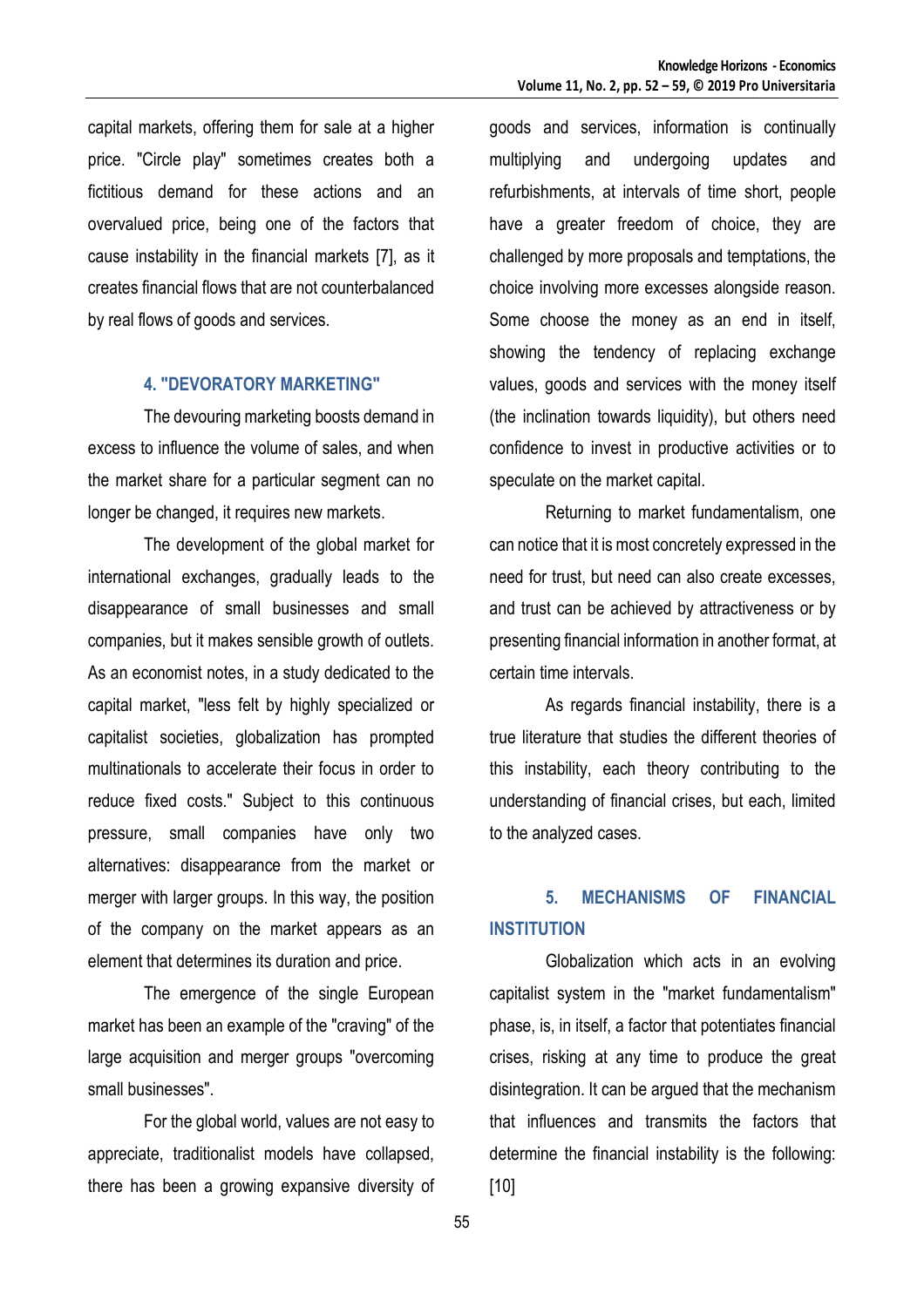capital markets, offering them for sale at a higher price. "Circle play" sometimes creates both a fictitious demand for these actions and an overvalued price, being one of the factors that cause instability in the financial markets [7], as it creates financial flows that are not counterbalanced by real flows of goods and services.

## 4. "DEVORATORY MARKETING"

The devouring marketing boosts demand in excess to influence the volume of sales, and when the market share for a particular segment can no longer be changed, it requires new markets.

The development of the global market for international exchanges, gradually leads to the disappearance of small businesses and small companies, but it makes sensible growth of outlets. As an economist notes, in a study dedicated to the capital market, "less felt by highly specialized or capitalist societies, globalization has prompted multinationals to accelerate their focus in order to reduce fixed costs." Subject to this continuous pressure, small companies have only two alternatives: disappearance from the market or merger with larger groups. In this way, the position of the company on the market appears as an element that determines its duration and price.

The emergence of the single European market has been an example of the "craving" of the large acquisition and merger groups "overcoming small businesses".

For the global world, values are not easy to appreciate, traditionalist models have collapsed, there has been a growing expansive diversity of goods and services, information is continually multiplying and undergoing updates and refurbishments, at intervals of time short, people have a greater freedom of choice, they are challenged by more proposals and temptations, the choice involving more excesses alongside reason. Some choose the money as an end in itself, showing the tendency of replacing exchange values, goods and services with the money itself (the inclination towards liquidity), but others need confidence to invest in productive activities or to speculate on the market capital.

Returning to market fundamentalism, one can notice that it is most concretely expressed in the need for trust, but need can also create excesses, and trust can be achieved by attractiveness or by presenting financial information in another format, at certain time intervals.

As regards financial instability, there is a true literature that studies the different theories of this instability, each theory contributing to the understanding of financial crises, but each, limited to the analyzed cases.

## 5. MECHANISMS OF FINANCIAL INSTITUTION

Globalization which acts in an evolving capitalist system in the "market fundamentalism" phase, is, in itself, a factor that potentiates financial crises, risking at any time to produce the great disintegration. It can be argued that the mechanism that influences and transmits the factors that determine the financial instability is the following: [10]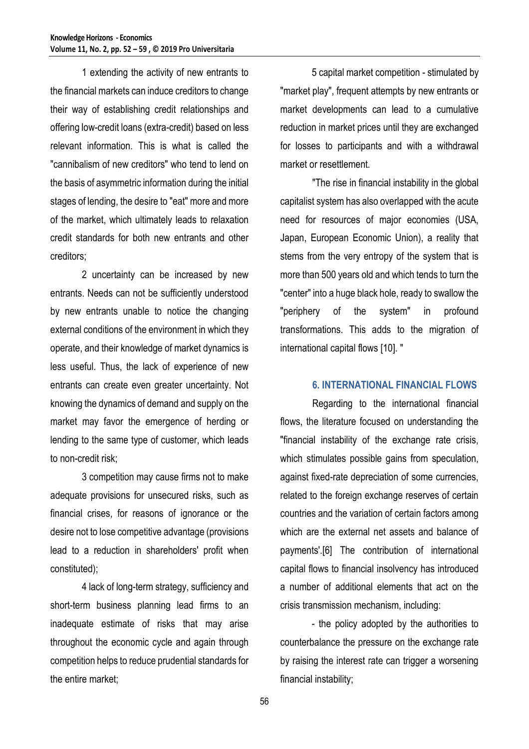1 extending the activity of new entrants to the financial markets can induce creditors to change their way of establishing credit relationships and offering low-credit loans (extra-credit) based on less relevant information. This is what is called the "cannibalism of new creditors" who tend to lend on the basis of asymmetric information during the initial stages of lending, the desire to "eat" more and more of the market, which ultimately leads to relaxation credit standards for both new entrants and other creditors;

2 uncertainty can be increased by new entrants. Needs can not be sufficiently understood by new entrants unable to notice the changing external conditions of the environment in which they operate, and their knowledge of market dynamics is less useful. Thus, the lack of experience of new entrants can create even greater uncertainty. Not knowing the dynamics of demand and supply on the market may favor the emergence of herding or lending to the same type of customer, which leads to non-credit risk;

3 competition may cause firms not to make adequate provisions for unsecured risks, such as financial crises, for reasons of ignorance or the desire not to lose competitive advantage (provisions lead to a reduction in shareholders' profit when constituted);

4 lack of long-term strategy, sufficiency and short-term business planning lead firms to an inadequate estimate of risks that may arise throughout the economic cycle and again through competition helps to reduce prudential standards for the entire market;

5 capital market competition - stimulated by "market play", frequent attempts by new entrants or market developments can lead to a cumulative reduction in market prices until they are exchanged for losses to participants and with a withdrawal market or resettlement.

"The rise in financial instability in the global capitalist system has also overlapped with the acute need for resources of major economies (USA, Japan, European Economic Union), a reality that stems from the very entropy of the system that is more than 500 years old and which tends to turn the "center" into a huge black hole, ready to swallow the "periphery of the system" in profound transformations. This adds to the migration of international capital flows [10]. "

## 6. INTERNATIONAL FINANCIAL FLOWS

Regarding to the international financial flows, the literature focused on understanding the "financial instability of the exchange rate crisis, which stimulates possible gains from speculation, against fixed-rate depreciation of some currencies, related to the foreign exchange reserves of certain countries and the variation of certain factors among which are the external net assets and balance of payments'.[6] The contribution of international capital flows to financial insolvency has introduced a number of additional elements that act on the crisis transmission mechanism, including:

- the policy adopted by the authorities to counterbalance the pressure on the exchange rate by raising the interest rate can trigger a worsening financial instability;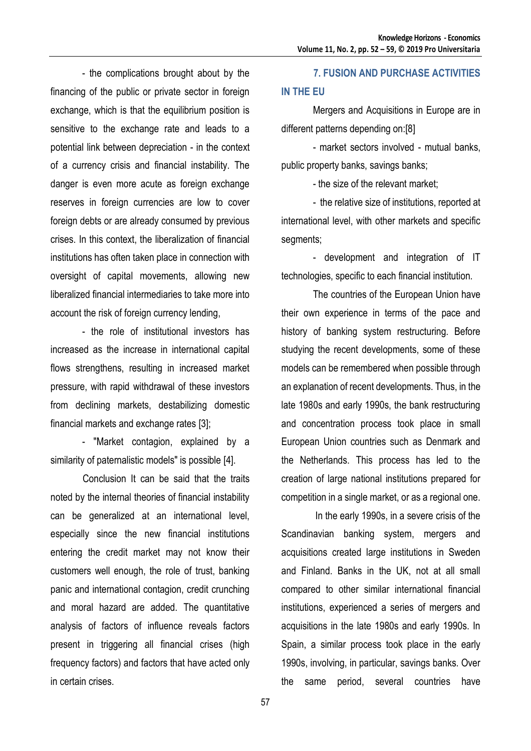- the complications brought about by the financing of the public or private sector in foreign exchange, which is that the equilibrium position is sensitive to the exchange rate and leads to a potential link between depreciation - in the context of a currency crisis and financial instability. The danger is even more acute as foreign exchange reserves in foreign currencies are low to cover foreign debts or are already consumed by previous crises. In this context, the liberalization of financial institutions has often taken place in connection with oversight of capital movements, allowing new liberalized financial intermediaries to take more into account the risk of foreign currency lending,

- the role of institutional investors has increased as the increase in international capital flows strengthens, resulting in increased market pressure, with rapid withdrawal of these investors from declining markets, destabilizing domestic financial markets and exchange rates [3];

- "Market contagion, explained by a similarity of paternalistic models" is possible [4].

Conclusion It can be said that the traits noted by the internal theories of financial instability can be generalized at an international level, especially since the new financial institutions entering the credit market may not know their customers well enough, the role of trust, banking panic and international contagion, credit crunching and moral hazard are added. The quantitative analysis of factors of influence reveals factors present in triggering all financial crises (high frequency factors) and factors that have acted only in certain crises.

## 7. FUSION AND PURCHASE ACTIVITIES IN THE EU

Mergers and Acquisitions in Europe are in different patterns depending on:[8]

- market sectors involved - mutual banks, public property banks, savings banks;

- the size of the relevant market;

- the relative size of institutions, reported at international level, with other markets and specific segments;

- development and integration of IT technologies, specific to each financial institution.

The countries of the European Union have their own experience in terms of the pace and history of banking system restructuring. Before studying the recent developments, some of these models can be remembered when possible through an explanation of recent developments. Thus, in the late 1980s and early 1990s, the bank restructuring and concentration process took place in small European Union countries such as Denmark and the Netherlands. This process has led to the creation of large national institutions prepared for competition in a single market, or as a regional one.

In the early 1990s, in a severe crisis of the Scandinavian banking system, mergers and acquisitions created large institutions in Sweden and Finland. Banks in the UK, not at all small compared to other similar international financial institutions, experienced a series of mergers and acquisitions in the late 1980s and early 1990s. In Spain, a similar process took place in the early 1990s, involving, in particular, savings banks. Over the same period, several countries have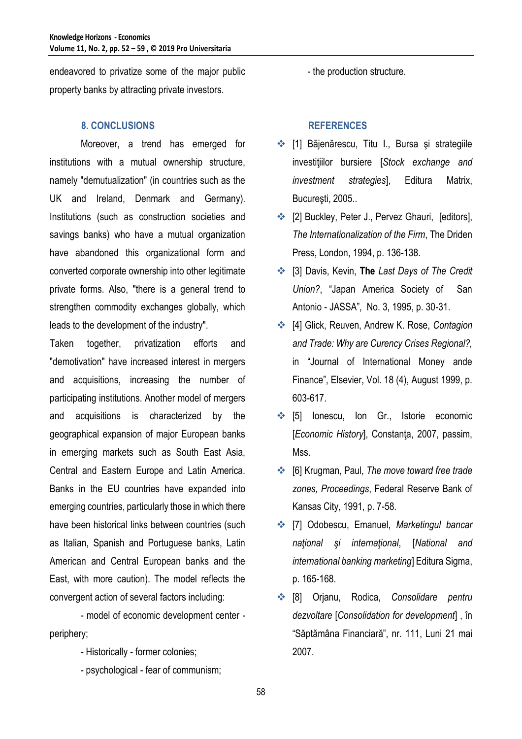endeavored to privatize some of the major public property banks by attracting private investors.

## 8. CONCLUSIONS

Moreover, a trend has emerged for institutions with a mutual ownership structure, namely "demutualization" (in countries such as the UK and Ireland, Denmark and Germany). Institutions (such as construction societies and savings banks) who have a mutual organization have abandoned this organizational form and converted corporate ownership into other legitimate private forms. Also, "there is a general trend to strengthen commodity exchanges globally, which leads to the development of the industry".

Taken together, privatization efforts and "demotivation" have increased interest in mergers and acquisitions, increasing the number of participating institutions. Another model of mergers and acquisitions is characterized by the geographical expansion of major European banks in emerging markets such as South East Asia, Central and Eastern Europe and Latin America. Banks in the EU countries have expanded into emerging countries, particularly those in which there have been historical links between countries (such as Italian, Spanish and Portuguese banks, Latin American and Central European banks and the East, with more caution). The model reflects the convergent action of several factors including:

- model of economic development center - periphery;
- Historically - former colonies;
- psychological - fear of communism;
- the production structure.

## REFERENCES

- [1] Băjenărescu, Titu I., Bursa şi strategiile investiţiilor bursiere [*Stock exchange and investment strategies*], Editura Matrix, Bucureşti, 2005..
- [2] Buckley, Peter J., Pervez Ghauri, [editors], *The Internationalization of the Firm*, The Driden Press, London, 1994, p. 136-138.
- [3] Davis, Kevin, **The** *Last Days of The Credit Union?*, "Japan America Society of San Antonio - JASSA", No. 3, 1995, p. 30-31.
- [4] Glick, Reuven, Andrew K. Rose, *Contagion and Trade: Why are Curency Crises Regional?,* in "Journal of International Money ande Finance", Elsevier, Vol. 18 (4), August 1999, p. 603-617.
- [5] Ionescu, Ion Gr., Istorie economic [*Economic History*], Constanţa, 2007, passim, Mss.
- [6] Krugman, Paul, *The move toward free trade zones, Proceedings*, Federal Reserve Bank of Kansas City, 1991, p. 7-58.
- [7] Odobescu, Emanuel, *Marketingul bancar naţional şi internaţional*, [*National and international banking marketing*] Editura Sigma, p. 165-168.
- [8] Orjanu, Rodica, *Consolidare pentru dezvoltare* [*Consolidation for development*] , în "Săptămâna Financiară", nr. 111, Luni 21 mai 2007.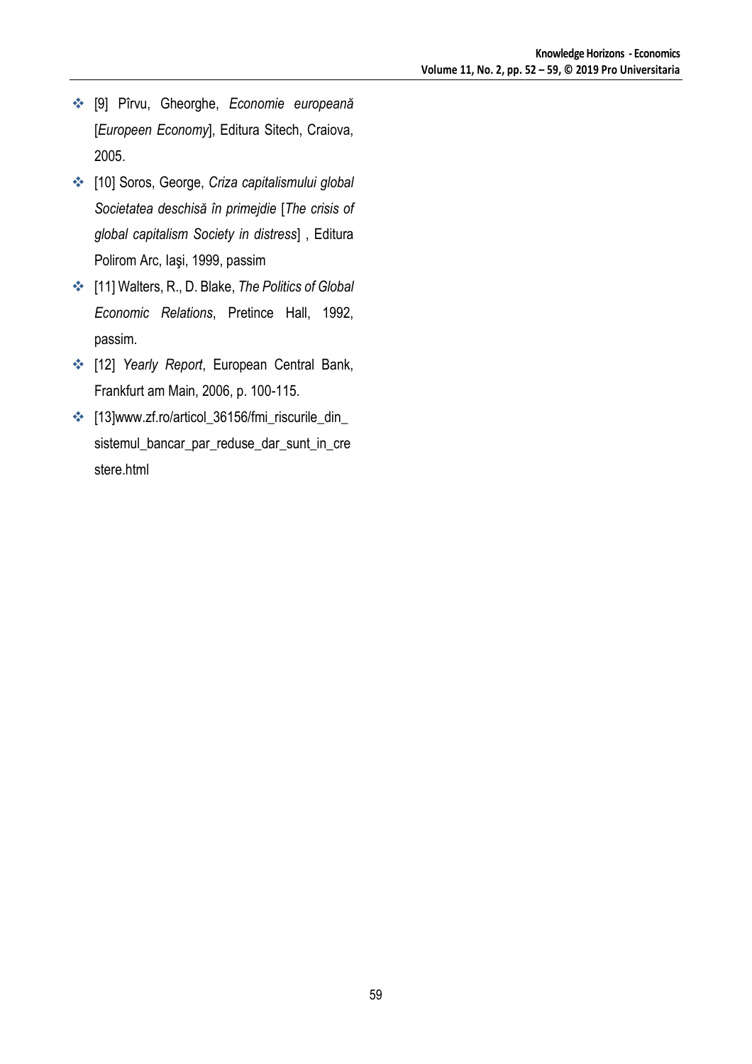- [9] Pîrvu, Gheorghe, *Economie europeană* [*Europeen Economy*], Editura Sitech, Craiova, 2005.
- [10] Soros, George, *Criza capitalismului global Societatea deschisă în primejdie* [*The crisis of global capitalism Society in distress*] , Editura Polirom Arc, Iaşi, 1999, passim
- [11] Walters, R., D. Blake, *The Politics of Global Economic Relations*, Pretince Hall, 1992, passim.
- [12] *Yearly Report*, European Central Bank, Frankfurt am Main, 2006, p. 100-115.
- [13]www.zf.ro/articol_36156/fmi_riscurile_din_sistemul_bancar_par_reduse_dar_sunt_in_crestere.html